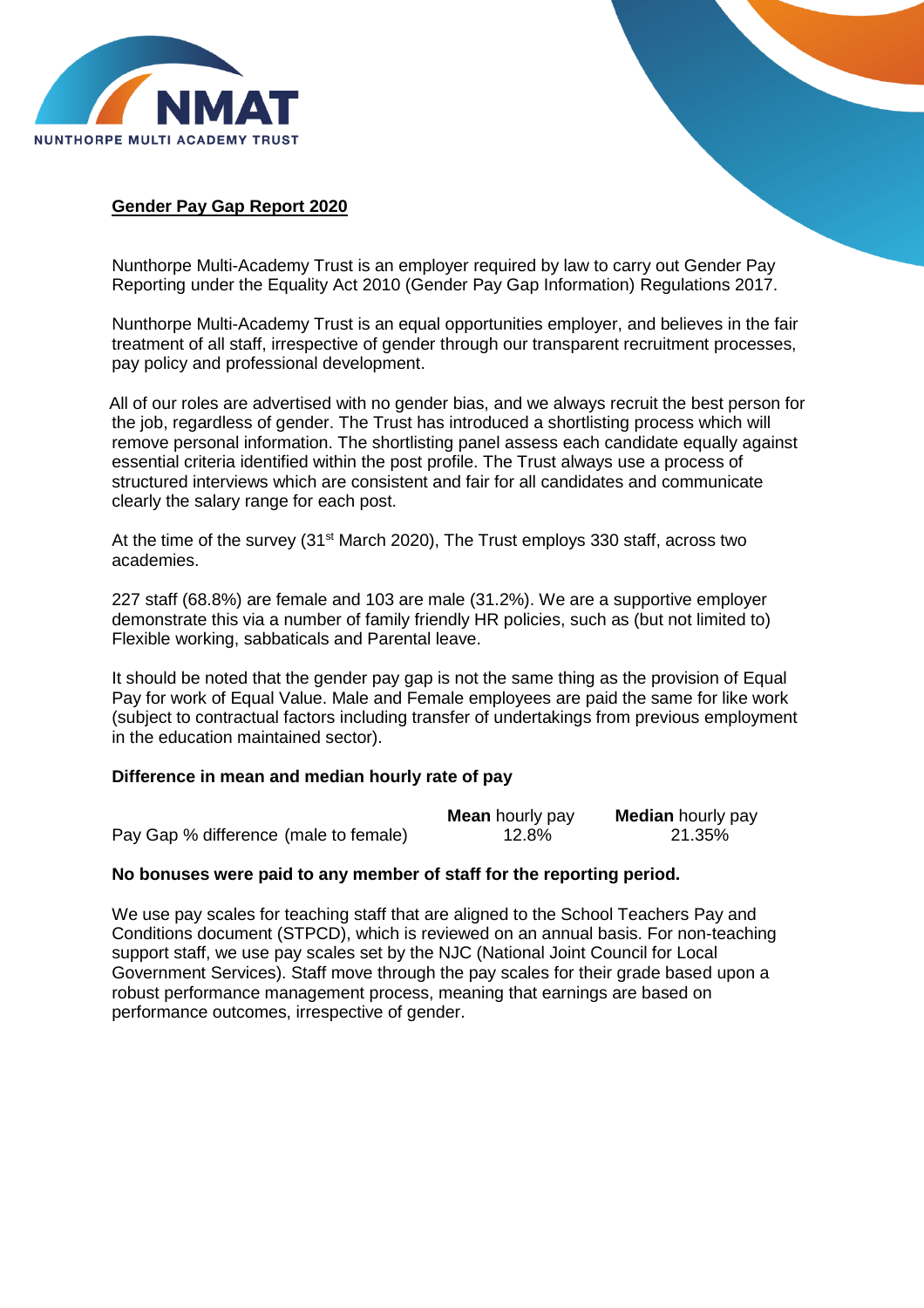NMAT
NUNTHORPE MULTI ACADEMY TRUST

## Gender Pay Gap Report 2020

Nunthorpe Multi-Academy Trust is an employer required by law to carry out Gender Pay Reporting under the Equality Act 2010 (Gender Pay Gap Information) Regulations 2017.

Nunthorpe Multi-Academy Trust is an equal opportunities employer, and believes in the fair treatment of all staff, irrespective of gender through our transparent recruitment processes, pay policy and professional development.

All of our roles are advertised with no gender bias, and we always recruit the best person for the job, regardless of gender. The Trust has introduced a shortlisting process which will remove personal information. The shortlisting panel assess each candidate equally against essential criteria identified within the post profile. The Trust always use a process of structured interviews which are consistent and fair for all candidates and communicate clearly the salary range for each post.

At the time of the survey (31st March 2020), The Trust employs 330 staff, across two academies.

227 staff (68.8%) are female and 103 are male (31.2%). We are a supportive employer demonstrate this via a number of family friendly HR policies, such as (but not limited to) Flexible working, sabbaticals and Parental leave.

It should be noted that the gender pay gap is not the same thing as the provision of Equal Pay for work of Equal Value. Male and Female employees are paid the same for like work (subject to contractual factors including transfer of undertakings from previous employment in the education maintained sector).

**Difference in mean and median hourly rate of pay**

| | **Mean** hourly pay | **Median** hourly pay |
|---|---|---|
| Pay Gap % difference (male to female) | 12.8% | 21.35% |

**No bonuses were paid to any member of staff for the reporting period.**

We use pay scales for teaching staff that are aligned to the School Teachers Pay and Conditions document (STPCD), which is reviewed on an annual basis. For non-teaching support staff, we use pay scales set by the NJC (National Joint Council for Local Government Services). Staff move through the pay scales for their grade based upon a robust performance management process, meaning that earnings are based on performance outcomes, irrespective of gender.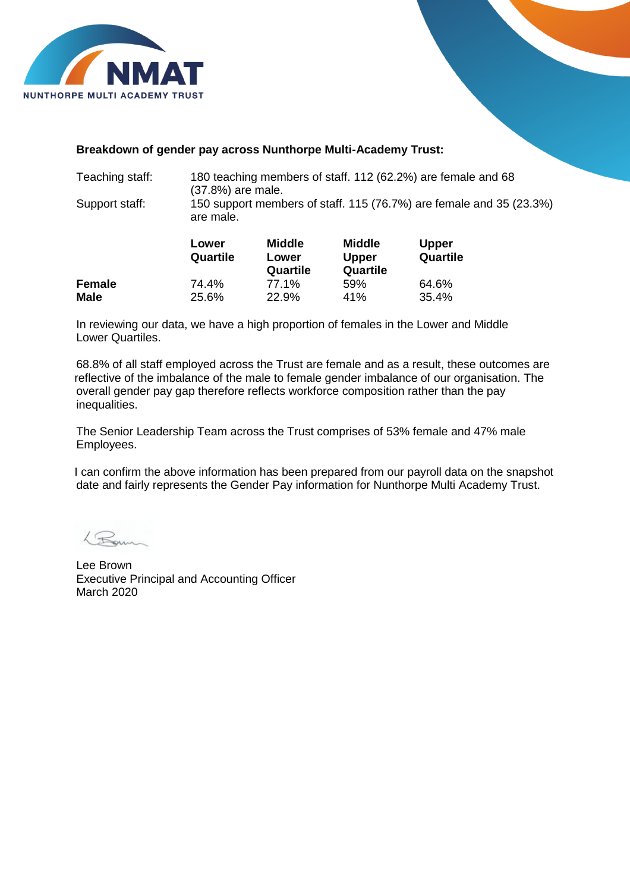**Breakdown of gender pay across Nunthorpe Multi-Academy Trust:**

| | |
|---|---|
| Teaching staff: | 180 teaching members of staff. 112 (62.2%) are female and 68 (37.8%) are male. |
| Support staff: | 150 support members of staff. 115 (76.7%) are female and 35 (23.3%) are male. |

| | Lower Quartile | Middle Lower Quartile | Middle Upper Quartile | Upper Quartile |
|---|---|---|---|---|
| **Female** | 74.4% | 77.1% | 59% | 64.6% |
| **Male** | 25.6% | 22.9% | 41% | 35.4% |

In reviewing our data, we have a high proportion of females in the Lower and Middle Lower Quartiles.

68.8% of all staff employed across the Trust are female and as a result, these outcomes are reflective of the imbalance of the male to female gender imbalance of our organisation. The overall gender pay gap therefore reflects workforce composition rather than the pay inequalities.

The Senior Leadership Team across the Trust comprises of 53% female and 47% male Employees.

I can confirm the above information has been prepared from our payroll data on the snapshot date and fairly represents the Gender Pay information for Nunthorpe Multi Academy Trust.

Lee Brown
Executive Principal and Accounting Officer
March 2020